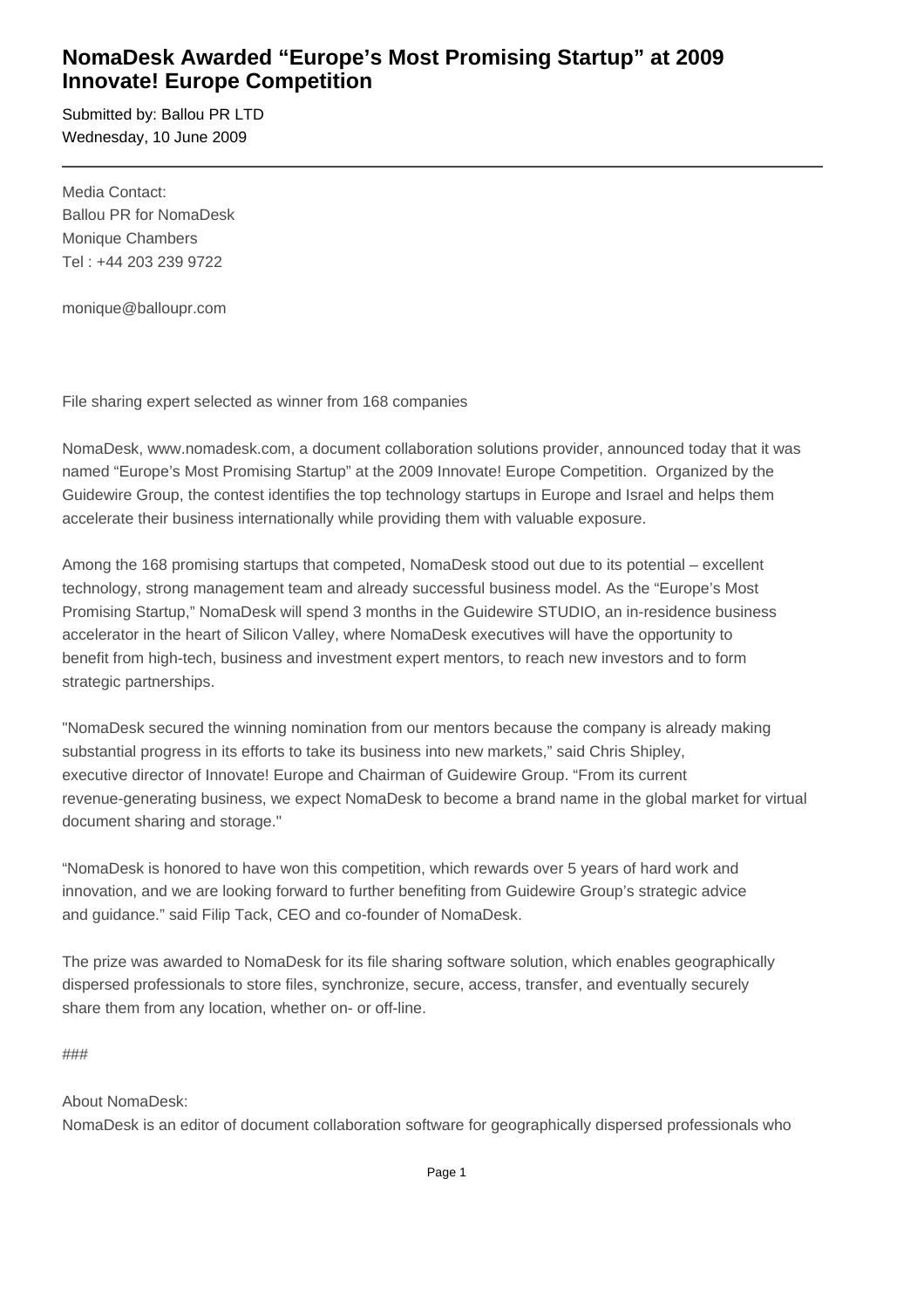# NomaDesk Awarded “Europe’s Most Promising Startup” at 2009 Innovate! Europe Competition

Submitted by: Ballou PR LTD
Wednesday, 10 June 2009

---

Media Contact:
Ballou PR for NomaDesk
Monique Chambers
Tel : +44 203 239 9722

monique@balloupr.com

File sharing expert selected as winner from 168 companies

NomaDesk, www.nomadesk.com, a document collaboration solutions provider, announced today that it was named “Europe’s Most Promising Startup” at the 2009 Innovate! Europe Competition. Organized by the Guidewire Group, the contest identifies the top technology startups in Europe and Israel and helps them accelerate their business internationally while providing them with valuable exposure.

Among the 168 promising startups that competed, NomaDesk stood out due to its potential – excellent technology, strong management team and already successful business model. As the “Europe’s Most Promising Startup,” NomaDesk will spend 3 months in the Guidewire STUDIO, an in-residence business accelerator in the heart of Silicon Valley, where NomaDesk executives will have the opportunity to benefit from high-tech, business and investment expert mentors, to reach new investors and to form strategic partnerships.

"NomaDesk secured the winning nomination from our mentors because the company is already making substantial progress in its efforts to take its business into new markets,” said Chris Shipley, executive director of Innovate! Europe and Chairman of Guidewire Group. “From its current revenue-generating business, we expect NomaDesk to become a brand name in the global market for virtual document sharing and storage."

“NomaDesk is honored to have won this competition, which rewards over 5 years of hard work and innovation, and we are looking forward to further benefiting from Guidewire Group’s strategic advice and guidance.” said Filip Tack, CEO and co-founder of NomaDesk.

The prize was awarded to NomaDesk for its file sharing software solution, which enables geographically dispersed professionals to store files, synchronize, secure, access, transfer, and eventually securely share them from any location, whether on- or off-line.

###

About NomaDesk:
NomaDesk is an editor of document collaboration software for geographically dispersed professionals who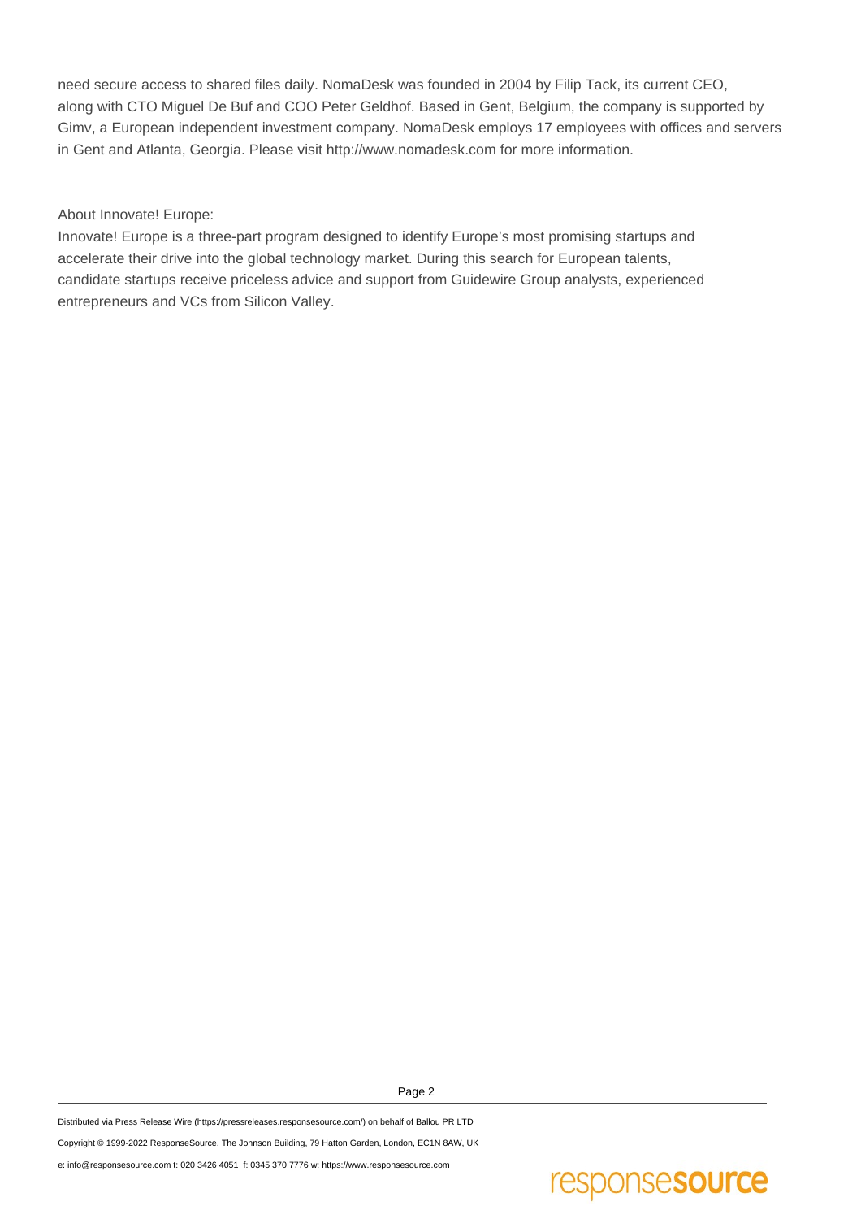need secure access to shared files daily. NomaDesk was founded in 2004 by Filip Tack, its current CEO, along with CTO Miguel De Buf and COO Peter Geldhof. Based in Gent, Belgium, the company is supported by Gimv, a European independent investment company. NomaDesk employs 17 employees with offices and servers in Gent and Atlanta, Georgia. Please visit http://www.nomadesk.com for more information.

About Innovate! Europe:

Innovate! Europe is a three-part program designed to identify Europe's most promising startups and accelerate their drive into the global technology market. During this search for European talents, candidate startups receive priceless advice and support from Guidewire Group analysts, experienced entrepreneurs and VCs from Silicon Valley.